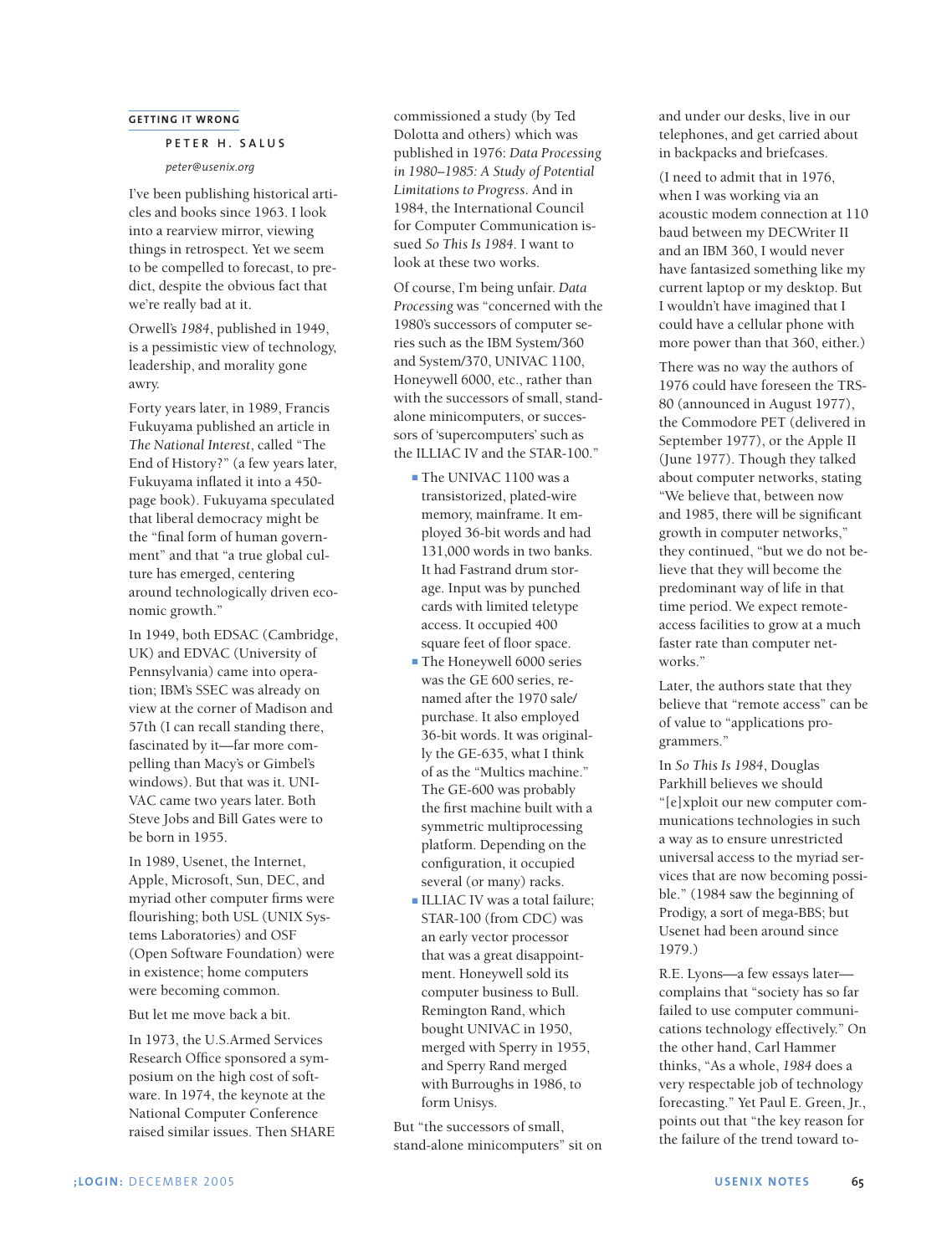## GETTING IT WRONG

### PETER H. SALUS

*peter@usenix.org*

I've been publishing historical articles and books since 1963. I look into a rearview mirror, viewing things in retrospect. Yet we seem to be compelled to forecast, to predict, despite the obvious fact that we're really bad at it.

Orwell's *1984*, published in 1949, is a pessimistic view of technology, leadership, and morality gone awry.

Forty years later, in 1989, Francis Fukuyama published an article in *The National Interest*, called "The End of History?" (a few years later, Fukuyama inflated it into a 450-page book). Fukuyama speculated that liberal democracy might be the "final form of human government" and that "a true global culture has emerged, centering around technologically driven economic growth."

In 1949, both EDSAC (Cambridge, UK) and EDVAC (University of Pennsylvania) came into operation; IBM's SSEC was already on view at the corner of Madison and 57th (I can recall standing there, fascinated by it—far more compelling than Macy's or Gimbel's windows). But that was it. UNIVAC came two years later. Both Steve Jobs and Bill Gates were to be born in 1955.

In 1989, Usenet, the Internet, Apple, Microsoft, Sun, DEC, and myriad other computer firms were flourishing; both USL (UNIX Systems Laboratories) and OSF (Open Software Foundation) were in existence; home computers were becoming common.

But let me move back a bit.

In 1973, the U.S.Armed Services Research Office sponsored a symposium on the high cost of software. In 1974, the keynote at the National Computer Conference raised similar issues. Then SHARE commissioned a study (by Ted Dolotta and others) which was published in 1976: *Data Processing in 1980–1985: A Study of Potential Limitations to Progress*. And in 1984, the International Council for Computer Communication issued *So This Is 1984*. I want to look at these two works.

Of course, I'm being unfair. *Data Processing* was "concerned with the 1980's successors of computer series such as the IBM System/360 and System/370, UNIVAC 1100, Honeywell 6000, etc., rather than with the successors of small, stand-alone minicomputers, or successors of 'supercomputers' such as the ILLIAC IV and the STAR-100."

- The UNIVAC 1100 was a transistorized, plated-wire memory, mainframe. It employed 36-bit words and had 131,000 words in two banks. It had Fastrand drum storage. Input was by punched cards with limited teletype access. It occupied 400 square feet of floor space.
- The Honeywell 6000 series was the GE 600 series, renamed after the 1970 sale/purchase. It also employed 36-bit words. It was originally the GE-635, what I think of as the "Multics machine." The GE-600 was probably the first machine built with a symmetric multiprocessing platform. Depending on the configuration, it occupied several (or many) racks.
- ILLIAC IV was a total failure; STAR-100 (from CDC) was an early vector processor that was a great disappointment. Honeywell sold its computer business to Bull. Remington Rand, which bought UNIVAC in 1950, merged with Sperry in 1955, and Sperry Rand merged with Burroughs in 1986, to form Unisys.

But "the successors of small, stand-alone minicomputers" sit on and under our desks, live in our telephones, and get carried about in backpacks and briefcases.

(I need to admit that in 1976, when I was working via an acoustic modem connection at 110 baud between my DECWriter II and an IBM 360, I would never have fantasized something like my current laptop or my desktop. But I wouldn't have imagined that I could have a cellular phone with more power than that 360, either.)

There was no way the authors of 1976 could have foreseen the TRS-80 (announced in August 1977), the Commodore PET (delivered in September 1977), or the Apple II (June 1977). Though they talked about computer networks, stating "We believe that, between now and 1985, there will be significant growth in computer networks," they continued, "but we do not believe that they will become the predominant way of life in that time period. We expect remote-access facilities to grow at a much faster rate than computer networks."

Later, the authors state that they believe that "remote access" can be of value to "applications programmers."

In *So This Is 1984*, Douglas Parkhill believes we should "[e]xploit our new computer communications technologies in such a way as to ensure unrestricted universal access to the myriad services that are now becoming possible." (1984 saw the beginning of Prodigy, a sort of mega-BBS; but Usenet had been around since 1979.)

R.E. Lyons—a few essays later—complains that "society has so far failed to use computer communications technology effectively." On the other hand, Carl Hammer thinks, "As a whole, *1984* does a very respectable job of technology forecasting." Yet Paul E. Green, Jr., points out that "the key reason for the failure of the trend toward to-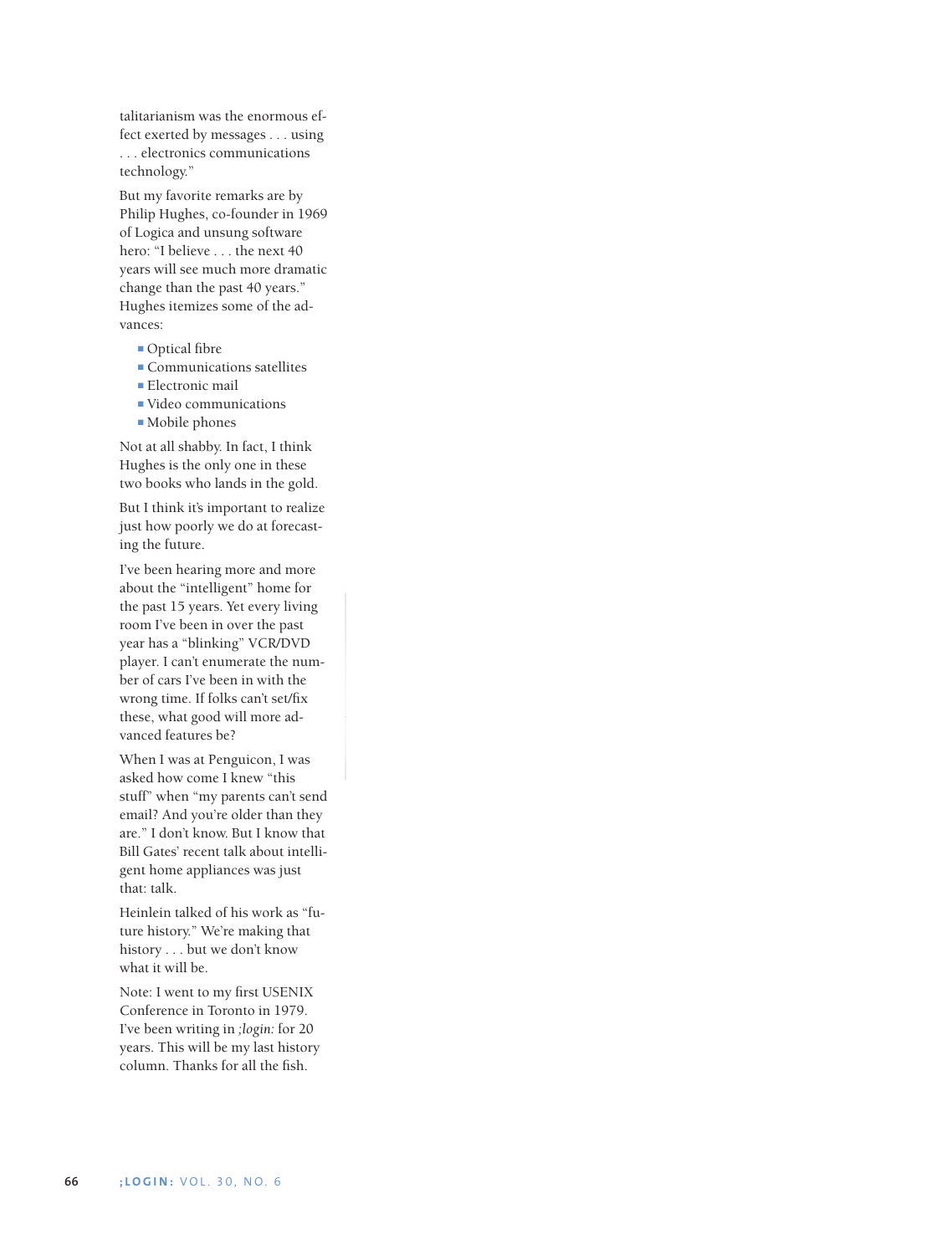talitarianism was the enormous effect exerted by messages . . . using . . . electronics communications technology."

But my favorite remarks are by Philip Hughes, co-founder in 1969 of Logica and unsung software hero: "I believe . . . the next 40 years will see much more dramatic change than the past 40 years." Hughes itemizes some of the advances:

- Optical fibre
- Communications satellites
- Electronic mail
- Video communications
- Mobile phones

Not at all shabby. In fact, I think Hughes is the only one in these two books who lands in the gold.

But I think it's important to realize just how poorly we do at forecasting the future.

I've been hearing more and more about the "intelligent" home for the past 15 years. Yet every living room I've been in over the past year has a "blinking" VCR/DVD player. I can't enumerate the number of cars I've been in with the wrong time. If folks can't set/fix these, what good will more advanced features be?

When I was at Penguicon, I was asked how come I knew "this stuff" when "my parents can't send email? And you're older than they are." I don't know. But I know that Bill Gates' recent talk about intelligent home appliances was just that: talk.

Heinlein talked of his work as "future history." We're making that history . . . but we don't know what it will be.

Note: I went to my first USENIX Conference in Toronto in 1979. I've been writing in *;login:* for 20 years. This will be my last history column. Thanks for all the fish.